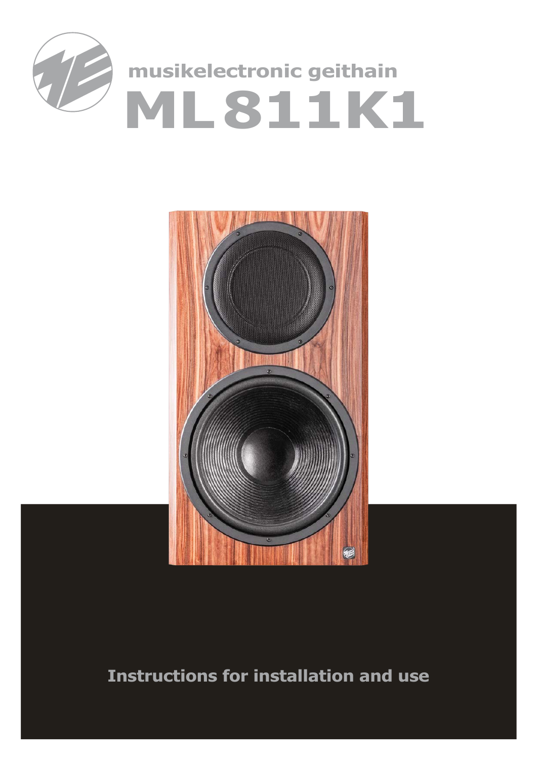musikelectronic geithain

# ML 811K1

Instructions for installation and use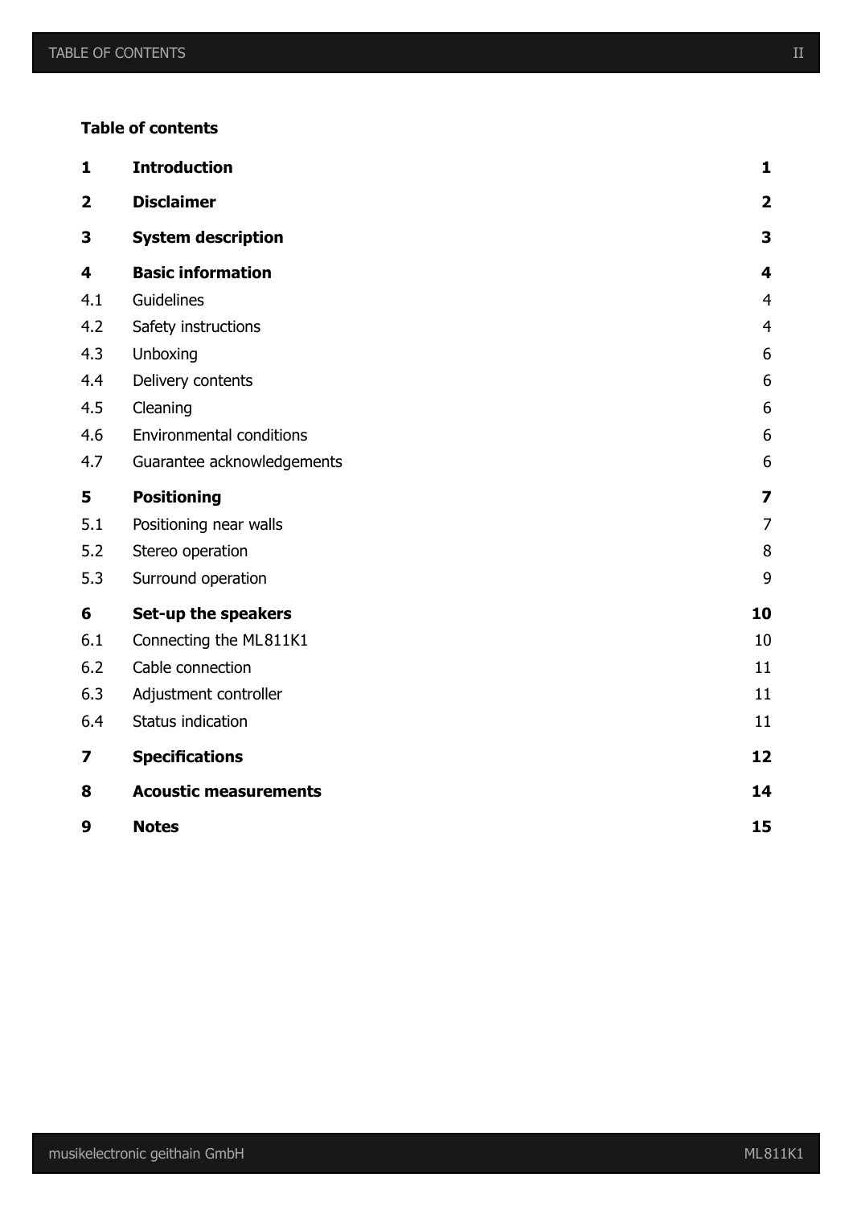**Table of contents**

| | | |
|---|---|---|
| **1** | **Introduction** | **1** |
| **2** | **Disclaimer** | **2** |
| **3** | **System description** | **3** |
| **4** | **Basic information** | **4** |
| 4.1 | Guidelines | 4 |
| 4.2 | Safety instructions | 4 |
| 4.3 | Unboxing | 6 |
| 4.4 | Delivery contents | 6 |
| 4.5 | Cleaning | 6 |
| 4.6 | Environmental conditions | 6 |
| 4.7 | Guarantee acknowledgements | 6 |
| **5** | **Positioning** | **7** |
| 5.1 | Positioning near walls | 7 |
| 5.2 | Stereo operation | 8 |
| 5.3 | Surround operation | 9 |
| **6** | **Set-up the speakers** | **10** |
| 6.1 | Connecting the ML811K1 | 10 |
| 6.2 | Cable connection | 11 |
| 6.3 | Adjustment controller | 11 |
| 6.4 | Status indication | 11 |
| **7** | **Specifications** | **12** |
| **8** | **Acoustic measurements** | **14** |
| **9** | **Notes** | **15** |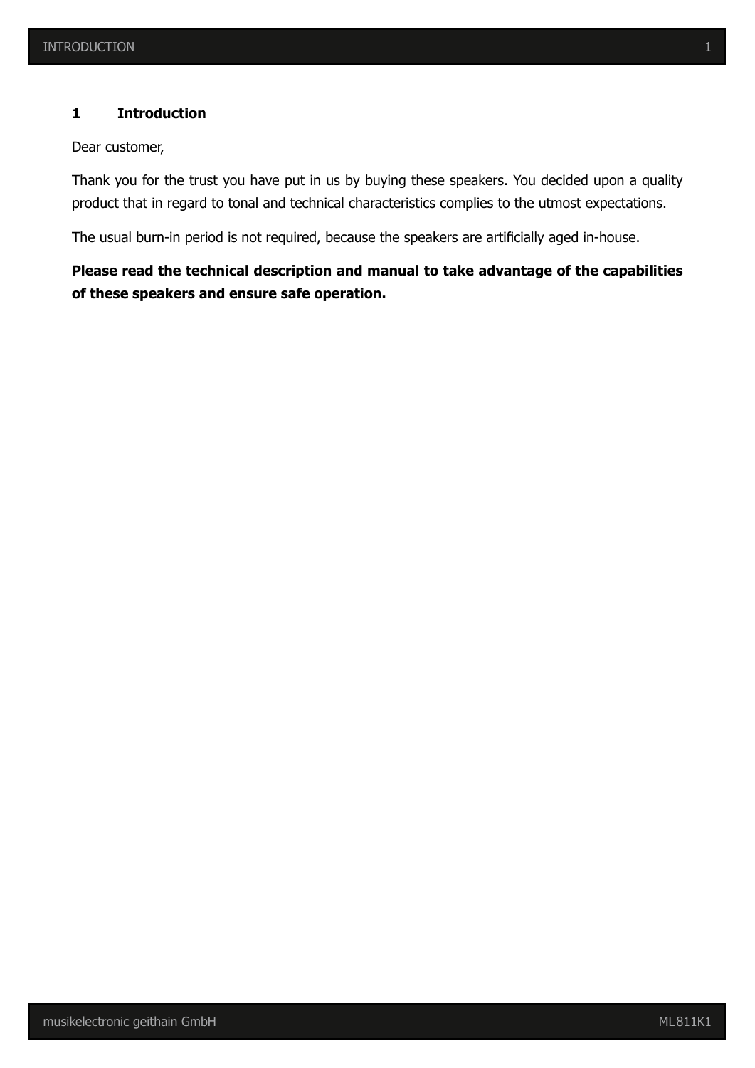# 1 Introduction

Dear customer,

Thank you for the trust you have put in us by buying these speakers. You decided upon a quality product that in regard to tonal and technical characteristics complies to the utmost expectations.

The usual burn-in period is not required, because the speakers are artificially aged in-house.

**Please read the technical description and manual to take advantage of the capabilities of these speakers and ensure safe operation.**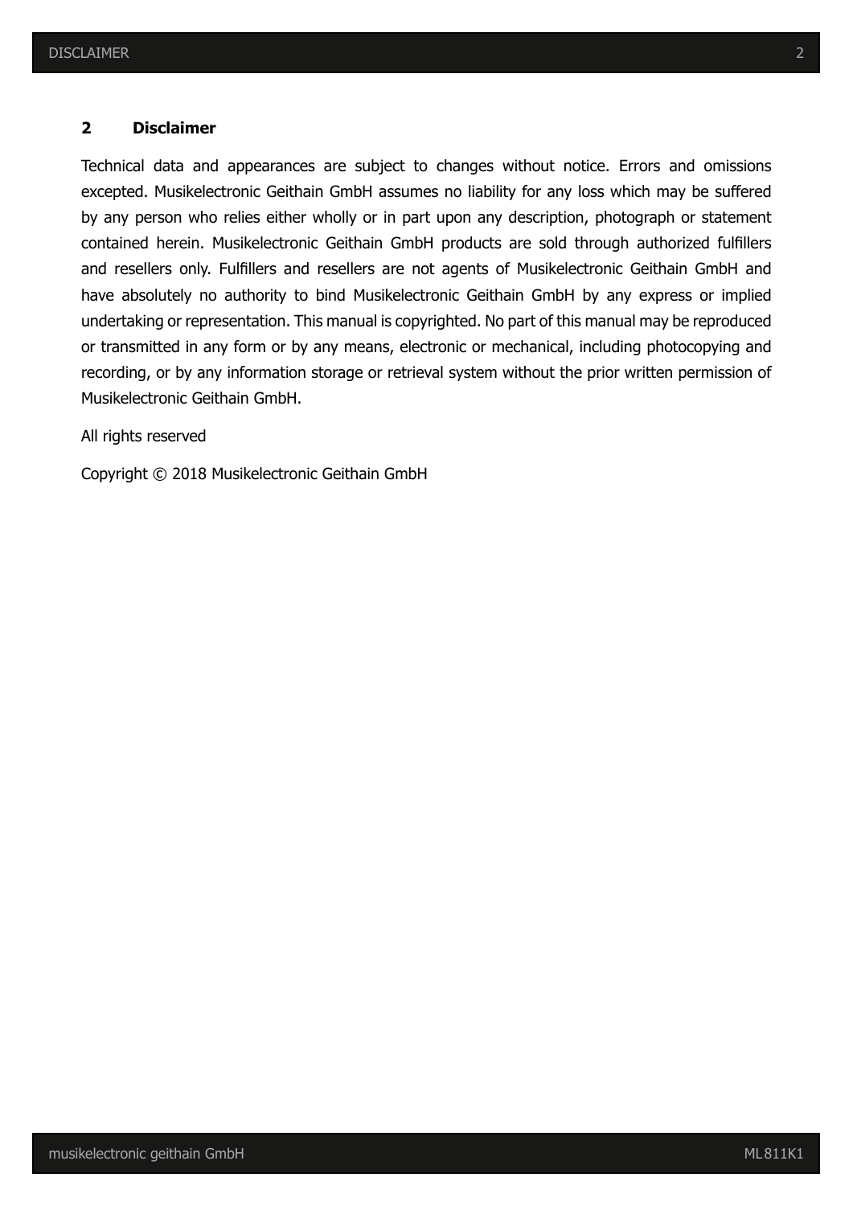## 2 Disclaimer

Technical data and appearances are subject to changes without notice. Errors and omissions excepted. Musikelectronic Geithain GmbH assumes no liability for any loss which may be suffered by any person who relies either wholly or in part upon any description, photograph or statement contained herein. Musikelectronic Geithain GmbH products are sold through authorized fulfillers and resellers only. Fulfillers and resellers are not agents of Musikelectronic Geithain GmbH and have absolutely no authority to bind Musikelectronic Geithain GmbH by any express or implied undertaking or representation. This manual is copyrighted. No part of this manual may be reproduced or transmitted in any form or by any means, electronic or mechanical, including photocopying and recording, or by any information storage or retrieval system without the prior written permission of Musikelectronic Geithain GmbH.

All rights reserved

Copyright © 2018 Musikelectronic Geithain GmbH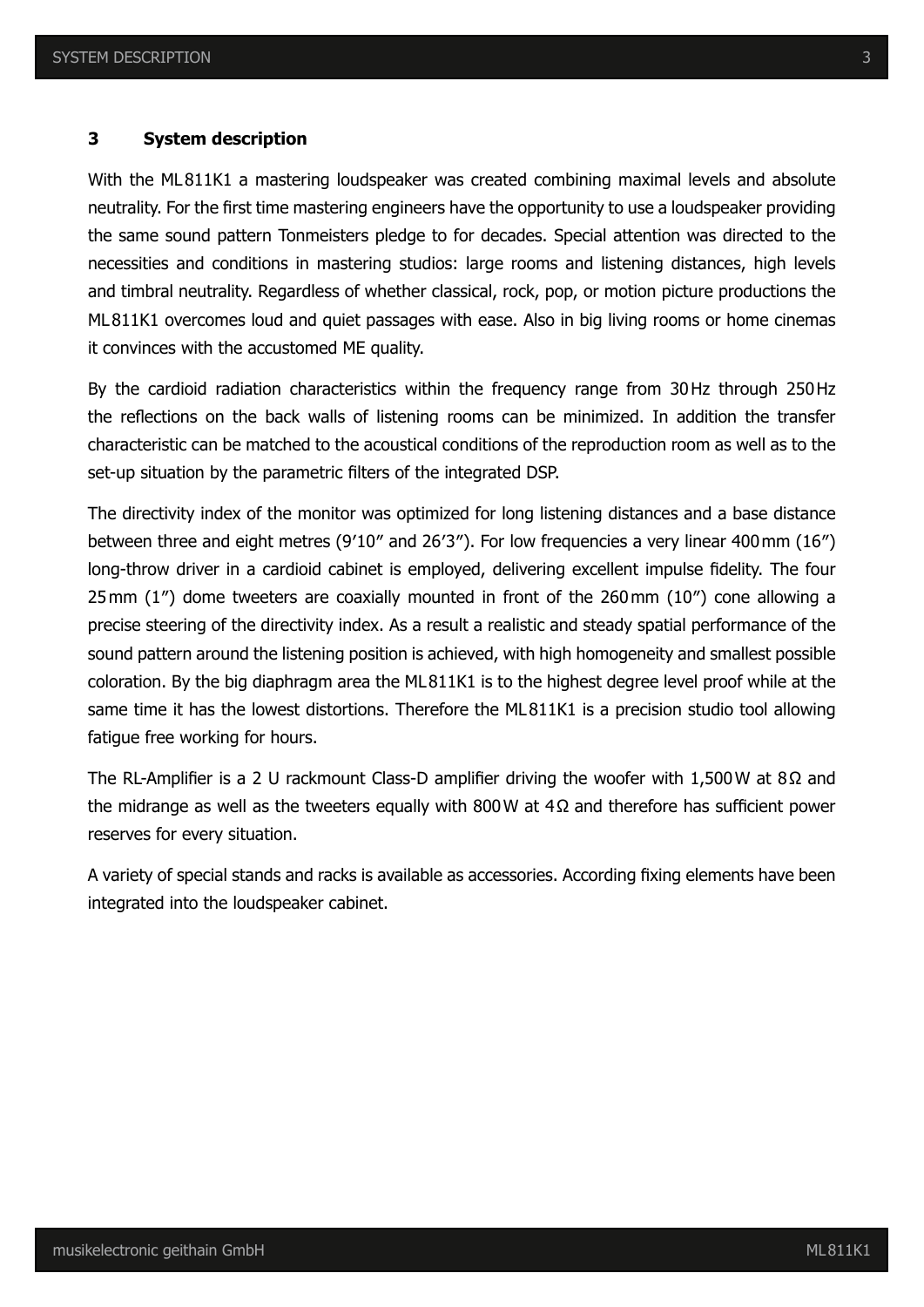# 3 System description

With the ML 811K1 a mastering loudspeaker was created combining maximal levels and absolute neutrality. For the first time mastering engineers have the opportunity to use a loudspeaker providing the same sound pattern Tonmeisters pledge to for decades. Special attention was directed to the necessities and conditions in mastering studios: large rooms and listening distances, high levels and timbral neutrality. Regardless of whether classical, rock, pop, or motion picture productions the ML 811K1 overcomes loud and quiet passages with ease. Also in big living rooms or home cinemas it convinces with the accustomed ME quality.

By the cardioid radiation characteristics within the frequency range from 30 Hz through 250 Hz the reflections on the back walls of listening rooms can be minimized. In addition the transfer characteristic can be matched to the acoustical conditions of the reproduction room as well as to the set-up situation by the parametric filters of the integrated DSP.

The directivity index of the monitor was optimized for long listening distances and a base distance between three and eight metres (9′10″ and 26′3″). For low frequencies a very linear 400 mm (16″) long-throw driver in a cardioid cabinet is employed, delivering excellent impulse fidelity. The four 25 mm (1″) dome tweeters are coaxially mounted in front of the 260 mm (10″) cone allowing a precise steering of the directivity index. As a result a realistic and steady spatial performance of the sound pattern around the listening position is achieved, with high homogeneity and smallest possible coloration. By the big diaphragm area the ML 811K1 is to the highest degree level proof while at the same time it has the lowest distortions. Therefore the ML 811K1 is a precision studio tool allowing fatigue free working for hours.

The RL-Amplifier is a 2 U rackmount Class-D amplifier driving the woofer with 1,500 W at 8 Ω and the midrange as well as the tweeters equally with 800 W at 4 Ω and therefore has sufficient power reserves for every situation.

A variety of special stands and racks is available as accessories. According fixing elements have been integrated into the loudspeaker cabinet.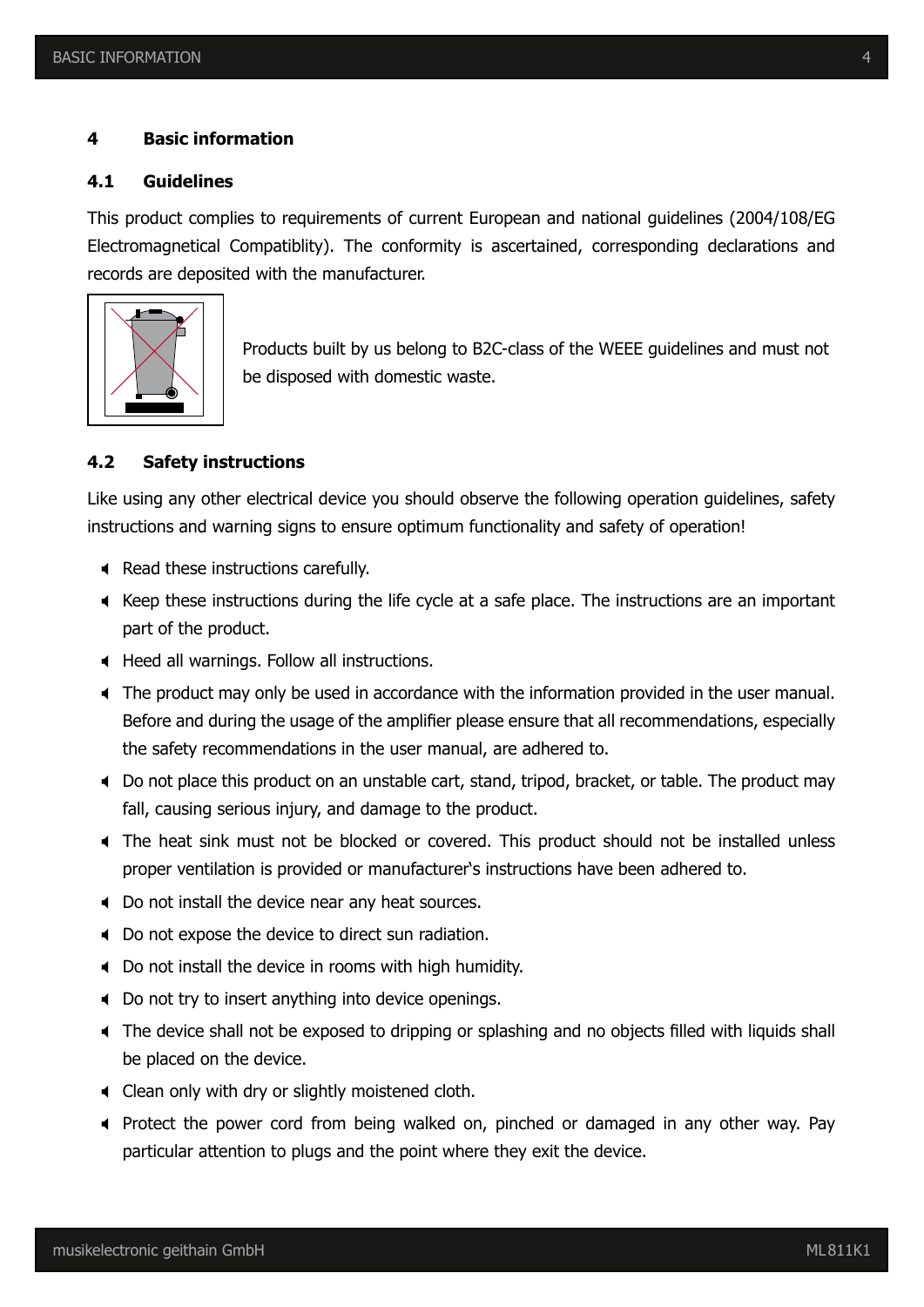# 4 Basic information

## 4.1 Guidelines

This product complies to requirements of current European and national guidelines (2004/108/EG Electromagnetical Compatiblity). The conformity is ascertained, corresponding declarations and records are deposited with the manufacturer.

Products built by us belong to B2C-class of the WEEE guidelines and must not be disposed with domestic waste.

## 4.2 Safety instructions

Like using any other electrical device you should observe the following operation guidelines, safety instructions and warning signs to ensure optimum functionality and safety of operation!

- Read these instructions carefully.
- Keep these instructions during the life cycle at a safe place. The instructions are an important part of the product.
- Heed all warnings. Follow all instructions.
- The product may only be used in accordance with the information provided in the user manual. Before and during the usage of the amplifier please ensure that all recommendations, especially the safety recommendations in the user manual, are adhered to.
- Do not place this product on an unstable cart, stand, tripod, bracket, or table. The product may fall, causing serious injury, and damage to the product.
- The heat sink must not be blocked or covered. This product should not be installed unless proper ventilation is provided or manufacturer's instructions have been adhered to.
- Do not install the device near any heat sources.
- Do not expose the device to direct sun radiation.
- Do not install the device in rooms with high humidity.
- Do not try to insert anything into device openings.
- The device shall not be exposed to dripping or splashing and no objects filled with liquids shall be placed on the device.
- Clean only with dry or slightly moistened cloth.
- Protect the power cord from being walked on, pinched or damaged in any other way. Pay particular attention to plugs and the point where they exit the device.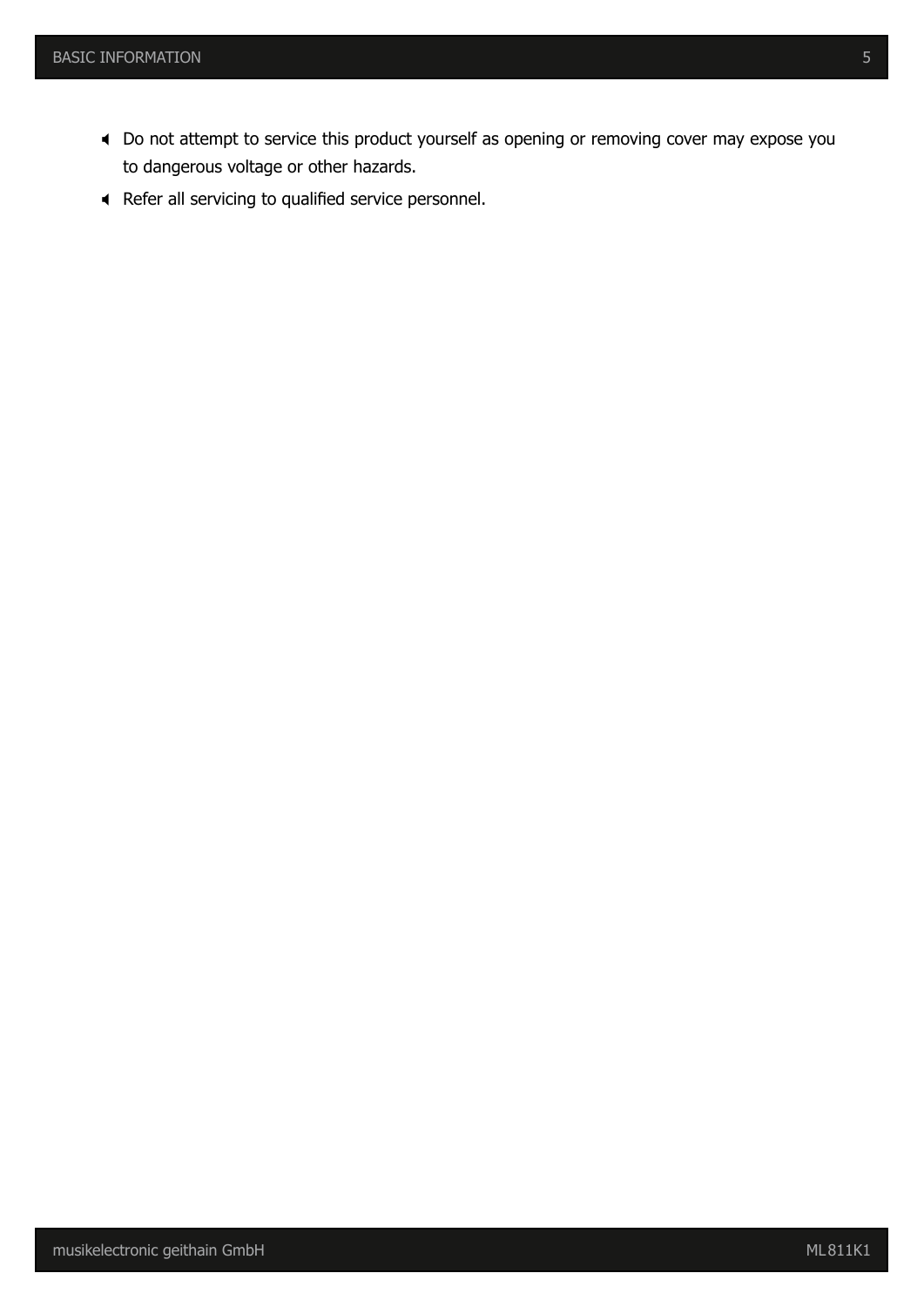- Do not attempt to service this product yourself as opening or removing cover may expose you to dangerous voltage or other hazards.
- Refer all servicing to qualified service personnel.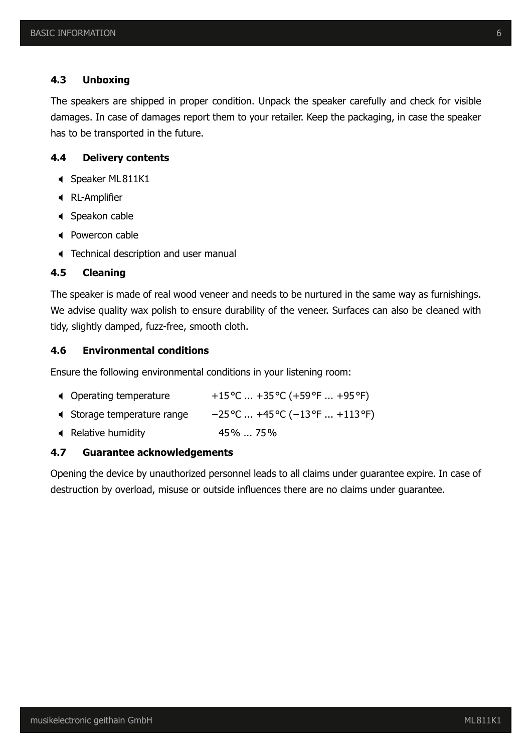### 4.3 Unboxing

The speakers are shipped in proper condition. Unpack the speaker carefully and check for visible damages. In case of damages report them to your retailer. Keep the packaging, in case the speaker has to be transported in the future.

### 4.4 Delivery contents

- Speaker ML 811K1
- RL-Amplifier
- Speakon cable
- Powercon cable
- Technical description and user manual

### 4.5 Cleaning

The speaker is made of real wood veneer and needs to be nurtured in the same way as furnishings. We advise quality wax polish to ensure durability of the veneer. Surfaces can also be cleaned with tidy, slightly damped, fuzz-free, smooth cloth.

### 4.6 Environmental conditions

Ensure the following environmental conditions in your listening room:

- Operating temperature +15 °C ... +35 °C (+59 °F ... +95 °F)
- Storage temperature range −25 °C ... +45 °C (−13 °F ... +113 °F)
- Relative humidity 45 % ... 75 %

### 4.7 Guarantee acknowledgements

Opening the device by unauthorized personnel leads to all claims under guarantee expire. In case of destruction by overload, misuse or outside influences there are no claims under guarantee.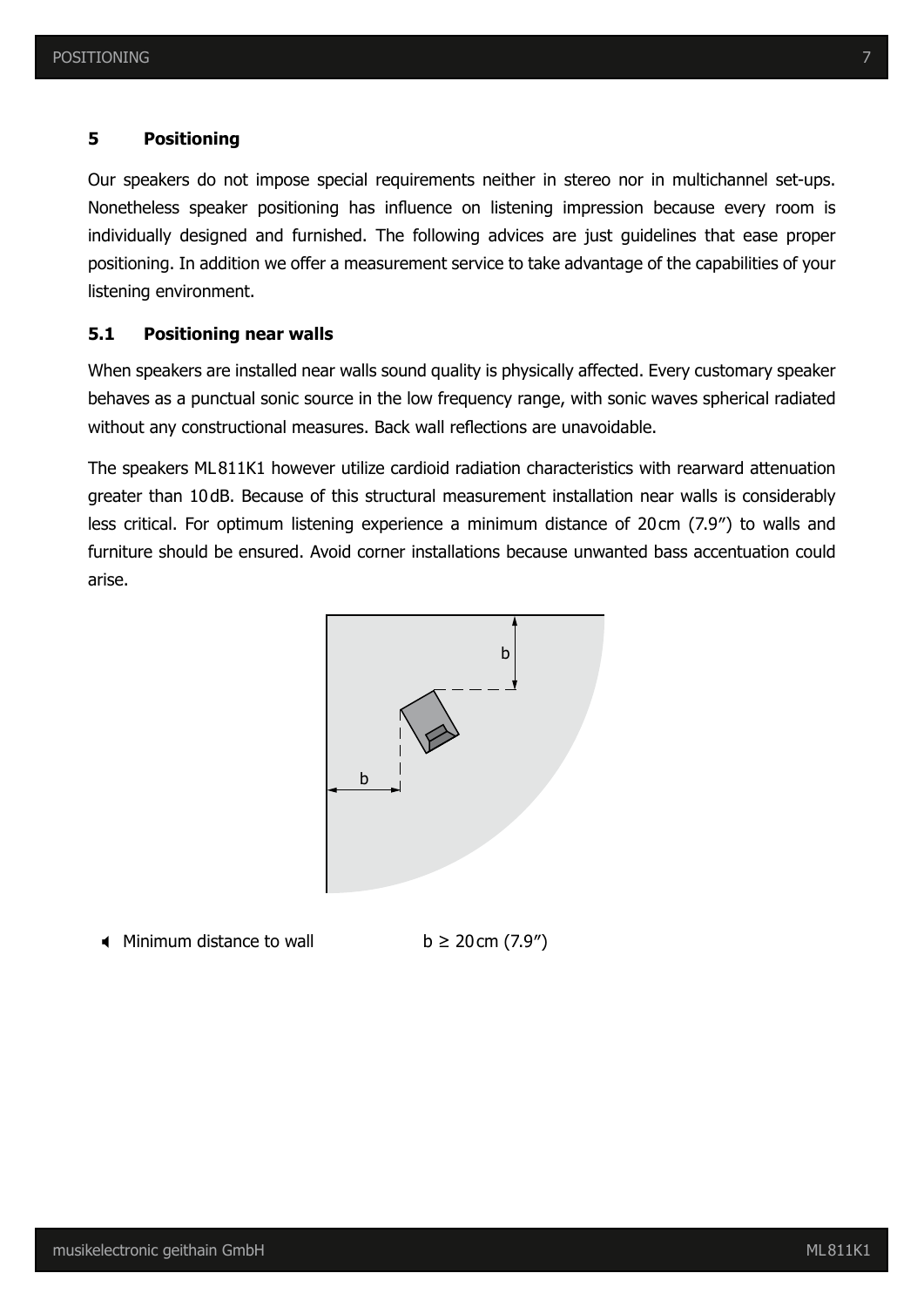# 5 Positioning

Our speakers do not impose special requirements neither in stereo nor in multichannel set-ups. Nonetheless speaker positioning has influence on listening impression because every room is individually designed and furnished. The following advices are just guidelines that ease proper positioning. In addition we offer a measurement service to take advantage of the capabilities of your listening environment.

## 5.1 Positioning near walls

When speakers are installed near walls sound quality is physically affected. Every customary speaker behaves as a punctual sonic source in the low frequency range, with sonic waves spherical radiated without any constructional measures. Back wall reflections are unavoidable.

The speakers ML 811K1 however utilize cardioid radiation characteristics with rearward attenuation greater than 10 dB. Because of this structural measurement installation near walls is considerably less critical. For optimum listening experience a minimum distance of 20 cm (7.9″) to walls and furniture should be ensured. Avoid corner installations because unwanted bass accentuation could arise.

- Minimum distance to wall $b \geq 20$ cm (7.9″)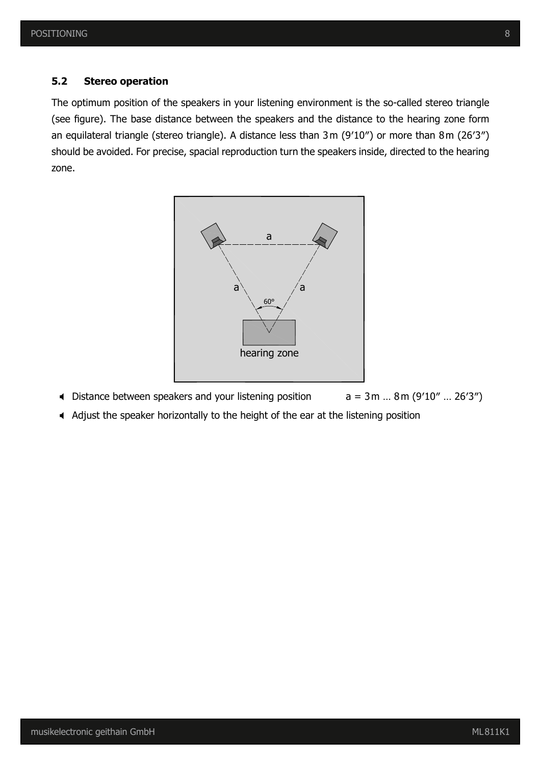### 5.2 Stereo operation

The optimum position of the speakers in your listening environment is the so-called stereo triangle (see figure). The base distance between the speakers and the distance to the hearing zone form an equilateral triangle (stereo triangle). A distance less than 3 m (9’10”) or more than 8 m (26’3”) should be avoided. For precise, spacial reproduction turn the speakers inside, directed to the hearing zone.

- Distance between speakers and your listening position a = 3 m … 8 m (9’10” … 26’3”)
- Adjust the speaker horizontally to the height of the ear at the listening position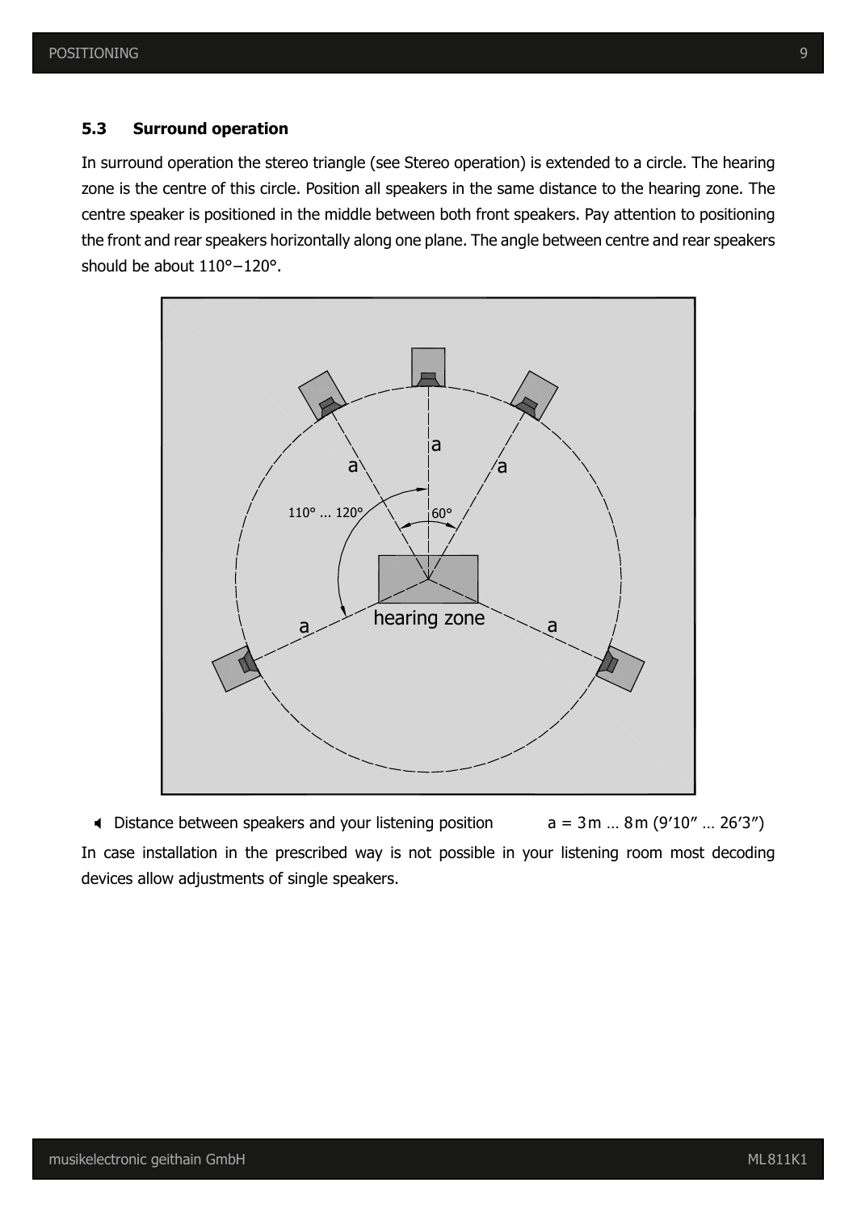### 5.3 Surround operation

In surround operation the stereo triangle (see Stereo operation) is extended to a circle. The hearing zone is the centre of this circle. Position all speakers in the same distance to the hearing zone. The centre speaker is positioned in the middle between both front speakers. Pay attention to positioning the front and rear speakers horizontally along one plane. The angle between centre and rear speakers should be about 110°−120°.

- Distance between speakers and your listening position a = 3 m … 8 m (9′10″ … 26′3″)

In case installation in the prescribed way is not possible in your listening room most decoding devices allow adjustments of single speakers.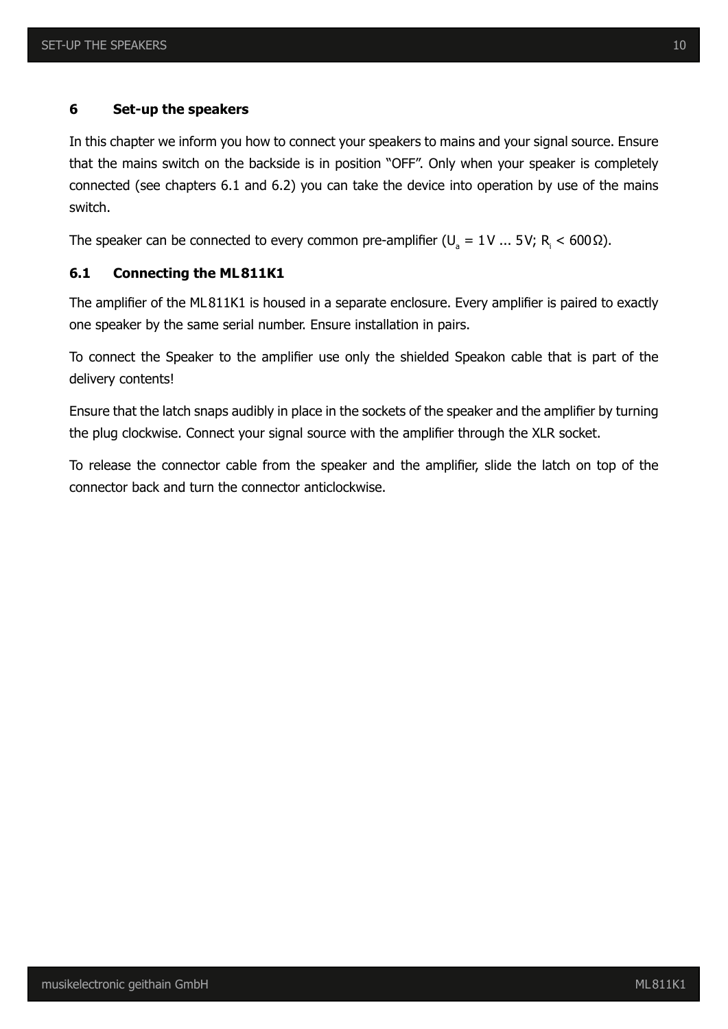# 6 Set-up the speakers

In this chapter we inform you how to connect your speakers to mains and your signal source. Ensure that the mains switch on the backside is in position "OFF". Only when your speaker is completely connected (see chapters 6.1 and 6.2) you can take the device into operation by use of the mains switch.

The speaker can be connected to every common pre-amplifier ($U_a$ = 1 V ... 5 V; $R_i$ < 600 Ω).

## 6.1 Connecting the ML 811K1

The amplifier of the ML 811K1 is housed in a separate enclosure. Every amplifier is paired to exactly one speaker by the same serial number. Ensure installation in pairs.

To connect the Speaker to the amplifier use only the shielded Speakon cable that is part of the delivery contents!

Ensure that the latch snaps audibly in place in the sockets of the speaker and the amplifier by turning the plug clockwise. Connect your signal source with the amplifier through the XLR socket.

To release the connector cable from the speaker and the amplifier, slide the latch on top of the connector back and turn the connector anticlockwise.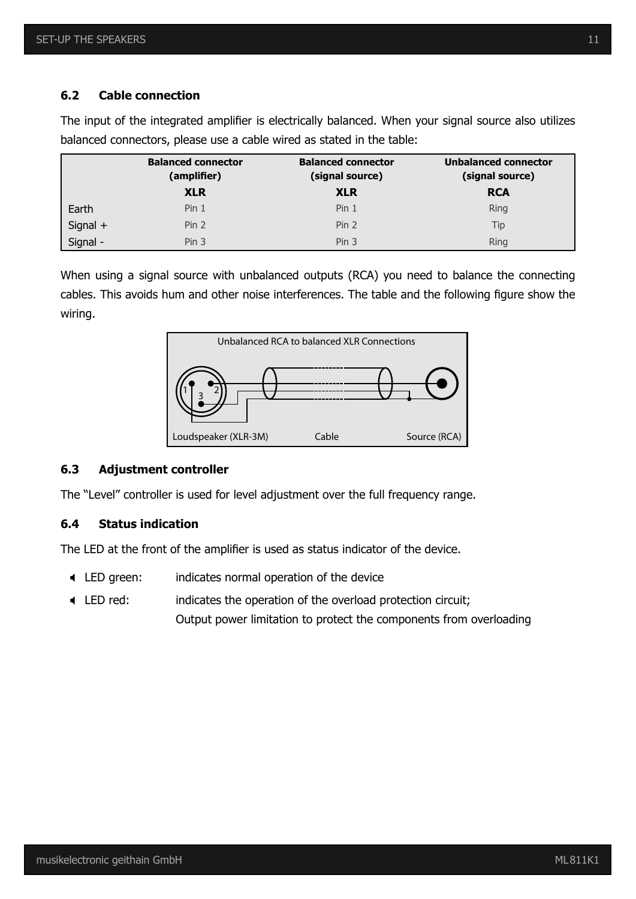### 6.2 Cable connection

The input of the integrated amplifier is electrically balanced. When your signal source also utilizes balanced connectors, please use a cable wired as stated in the table:

| | Balanced connector (amplifier) | Balanced connector (signal source) | Unbalanced connector (signal source) |
|---|---|---|---|
| | **XLR** | **XLR** | **RCA** |
| Earth | Pin 1 | Pin 1 | Ring |
| Signal + | Pin 2 | Pin 2 | Tip |
| Signal - | Pin 3 | Pin 3 | Ring |

When using a signal source with unbalanced outputs (RCA) you need to balance the connecting cables. This avoids hum and other noise interferences. The table and the following figure show the wiring.

Unbalanced RCA to balanced XLR Connections

Loudspeaker (XLR-3M) Cable Source (RCA)

### 6.3 Adjustment controller

The “Level” controller is used for level adjustment over the full frequency range.

### 6.4 Status indication

The LED at the front of the amplifier is used as status indicator of the device.

- LED green: indicates normal operation of the device
- LED red: indicates the operation of the overload protection circuit;
  Output power limitation to protect the components from overloading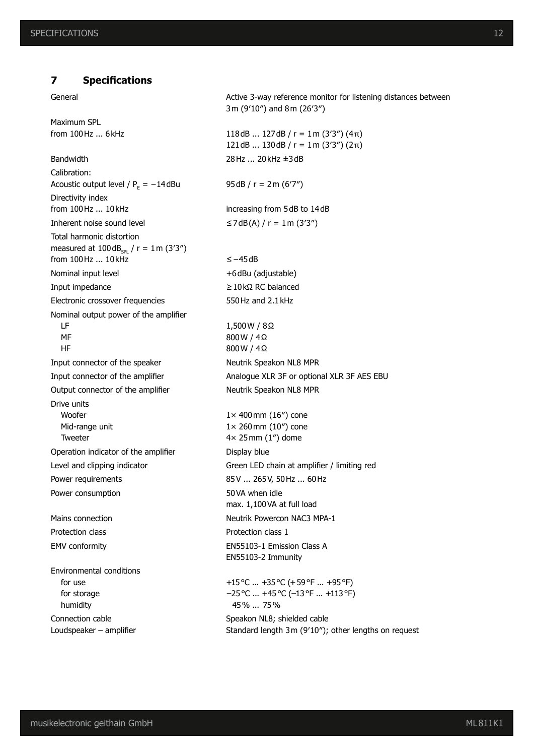## 7 Specifications

| | |
|---|---|
| General | Active 3-way reference monitor for listening distances between 3 m (9'10") and 8 m (26'3") |
| Maximum SPL<br>from 100 Hz ... 6 kHz | 118 dB ... 127 dB / r = 1 m (3'3") (4π)<br>121 dB ... 130 dB / r = 1 m (3'3") (2π) |
| Bandwidth | 28 Hz ... 20 kHz ±3 dB |
| Calibration:<br>Acoustic output level / $P_E = -14$ dBu | 95 dB / r = 2 m (6'7") |
| Directivity index<br>from 100 Hz ... 10 kHz | increasing from 5 dB to 14 dB |
| Inherent noise sound level | ≤ 7 dB(A) / r = 1 m (3'3") |
| Total harmonic distortion<br>measured at 100 $dB_{SPL}$ / r = 1 m (3'3")<br>from 100 Hz ... 10 kHz | ≤ −45 dB |
| Nominal input level | +6 dBu (adjustable) |
| Input impedance | ≥ 10 kΩ RC balanced |
| Electronic crossover frequencies | 550 Hz and 2.1 kHz |
| Nominal output power of the amplifier<br>LF<br>MF<br>HF | <br>1,500 W / 8 Ω<br>800 W / 4 Ω<br>800 W / 4 Ω |
| Input connector of the speaker | Neutrik Speakon NL8 MPR |
| Input connector of the amplifier | Analogue XLR 3F or optional XLR 3F AES EBU |
| Output connector of the amplifier | Neutrik Speakon NL8 MPR |
| Drive units<br>Woofer<br>Mid-range unit<br>Tweeter | <br>1× 400 mm (16") cone<br>1× 260 mm (10") cone<br>4× 25 mm (1") dome |
| Operation indicator of the amplifier | Display blue |
| Level and clipping indicator | Green LED chain at amplifier / limiting red |
| Power requirements | 85 V ... 265 V, 50 Hz ... 60 Hz |
| Power consumption | 50 VA when idle<br>max. 1,100 VA at full load |
| Mains connection | Neutrik Powercon NAC3 MPA-1 |
| Protection class | Protection class 1 |
| EMV conformity | EN55103-1 Emission Class A<br>EN55103-2 Immunity |
| Environmental conditions<br>for use<br>for storage<br>humidity | <br>+15 °C ... +35 °C (+59 °F ... +95 °F)<br>−25 °C ... +45 °C (−13 °F ... +113 °F)<br>45 % ... 75 % |
| Connection cable<br>Loudspeaker – amplifier | Speakon NL8; shielded cable<br>Standard length 3 m (9'10"); other lengths on request |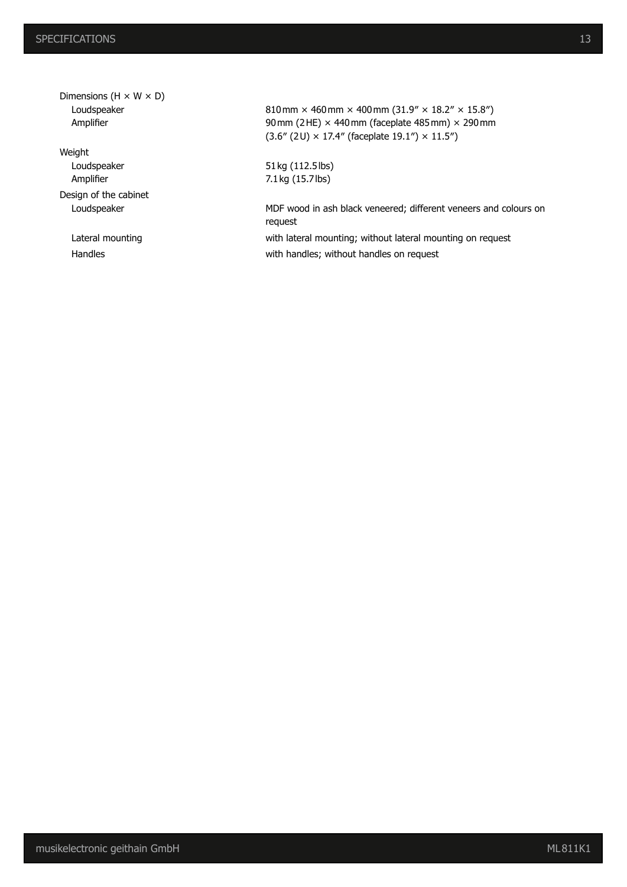| | |
|---|---|
| Dimensions (H × W × D) | |
| Loudspeaker | 810 mm × 460 mm × 400 mm (31.9″ × 18.2″ × 15.8″) |
| Amplifier | 90 mm (2 HE) × 440 mm (faceplate 485 mm) × 290 mm (3.6″ (2 U) × 17.4″ (faceplate 19.1″) × 11.5″) |
| Weight | |
| Loudspeaker | 51 kg (112.5 lbs) |
| Amplifier | 7.1 kg (15.7 lbs) |
| Design of the cabinet | |
| Loudspeaker | MDF wood in ash black veneered; different veneers and colours on request |
| Lateral mounting | with lateral mounting; without lateral mounting on request |
| Handles | with handles; without handles on request |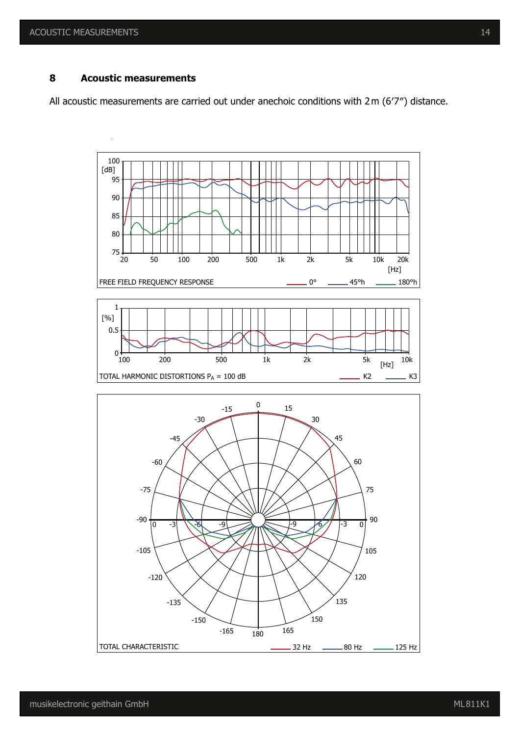## 8 Acoustic measurements

All acoustic measurements are carried out under anechoic conditions with 2 m (6’7”) distance.

FREE FIELD FREQUENCY RESPONSE — 0° — 45°h — 180°h

TOTAL HARMONIC DISTORTIONS $P_A$ = 100 dB — K2 — K3

TOTAL CHARACTERISTIC — 32 Hz — 80 Hz — 125 Hz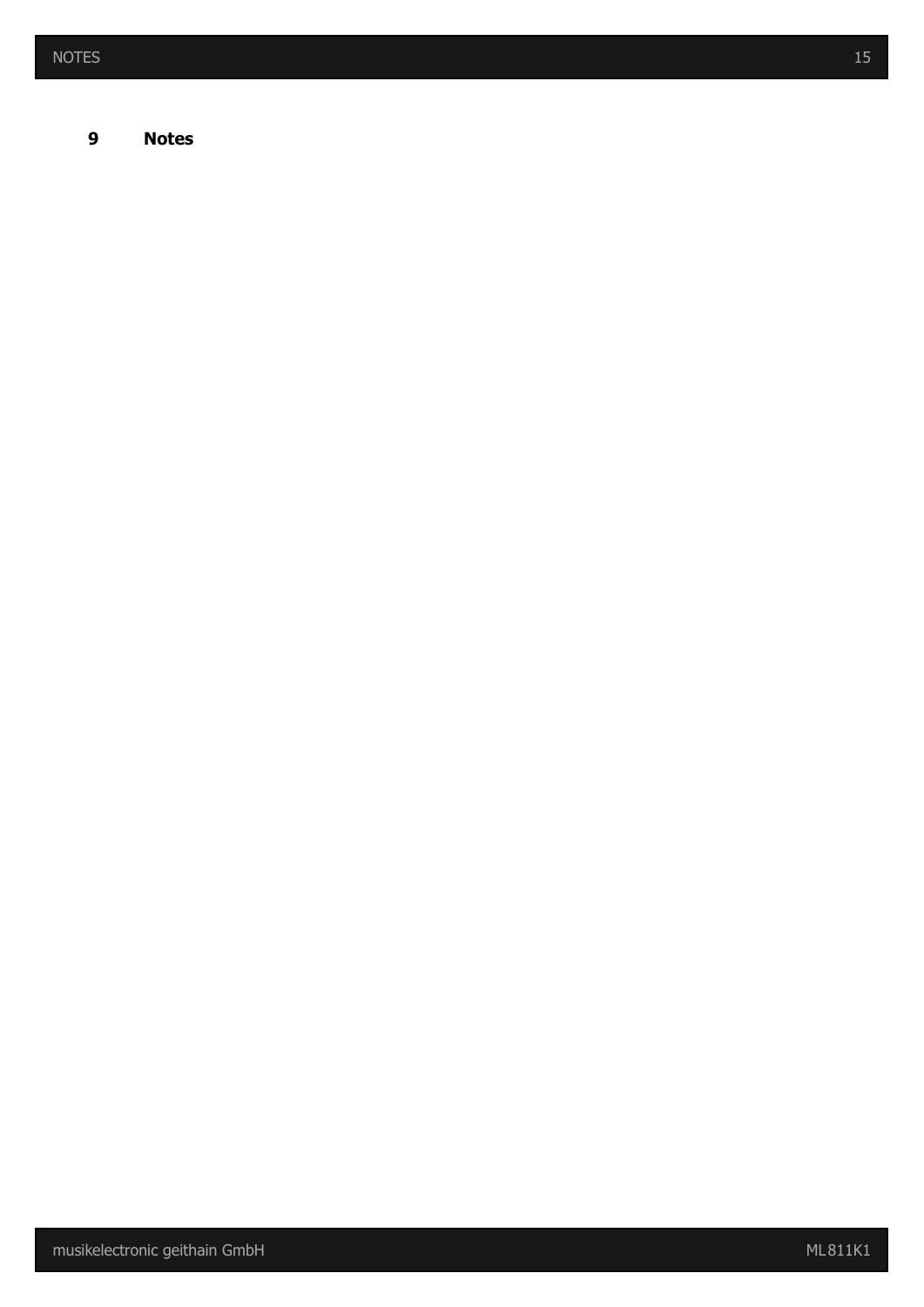## 9 Notes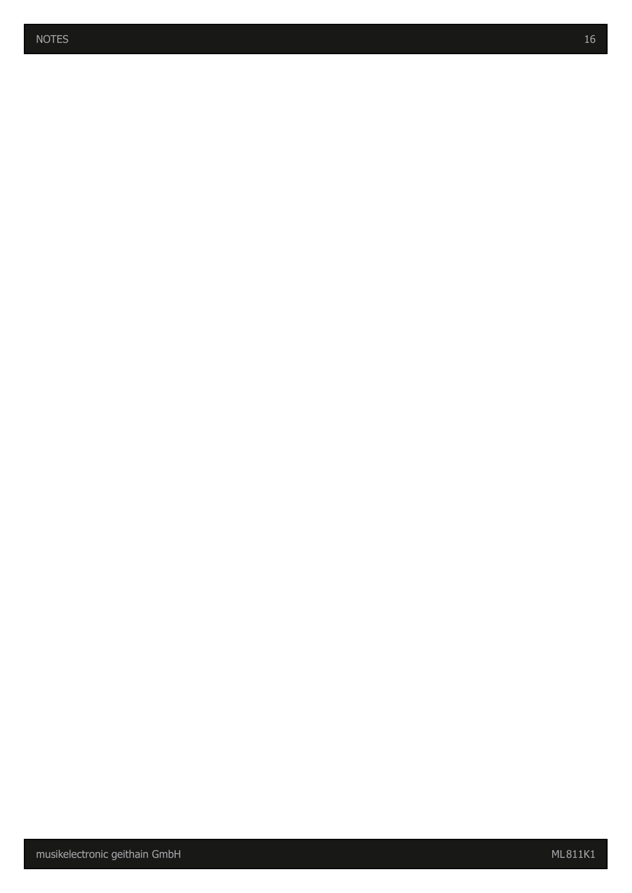# NOTES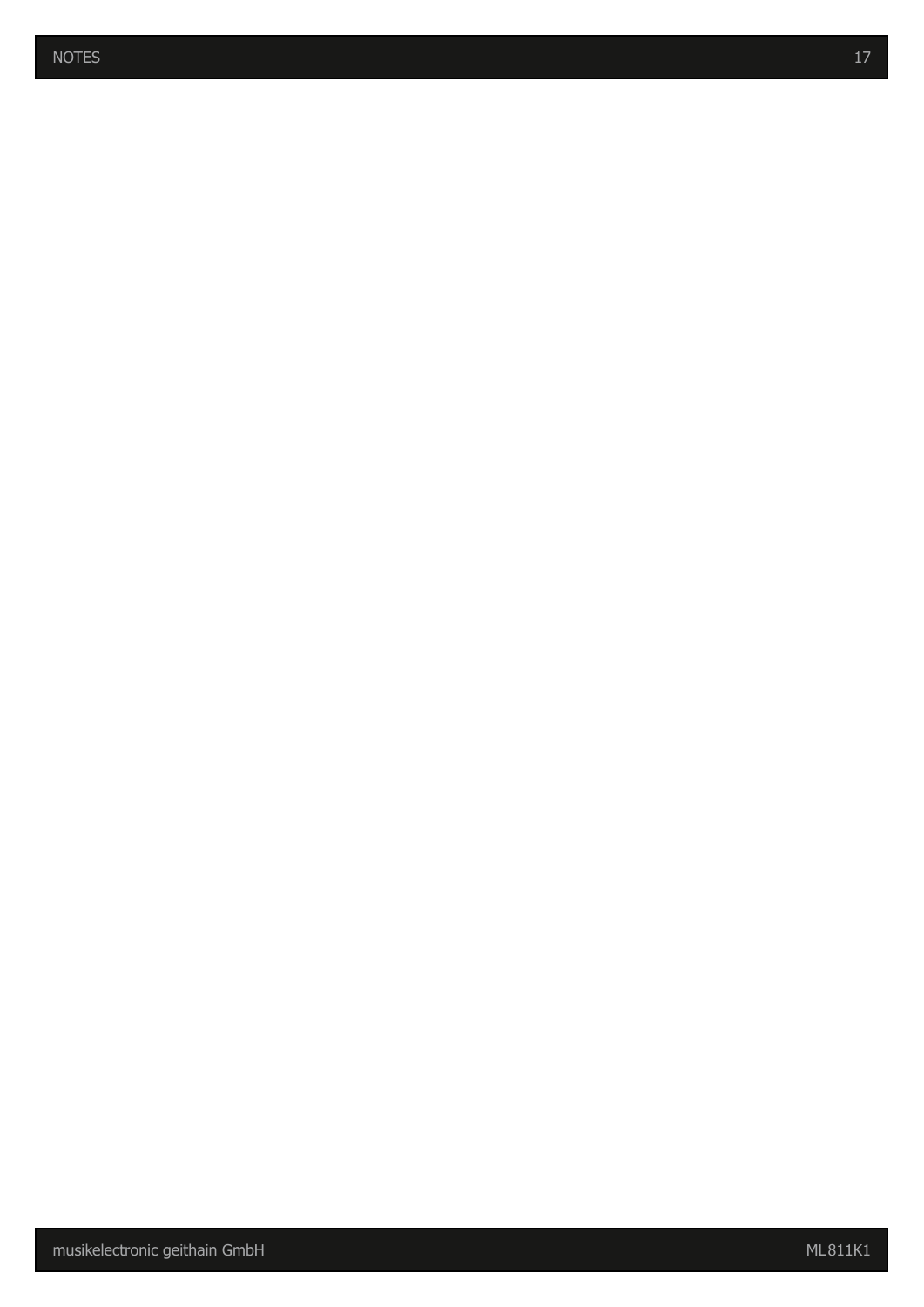# NOTES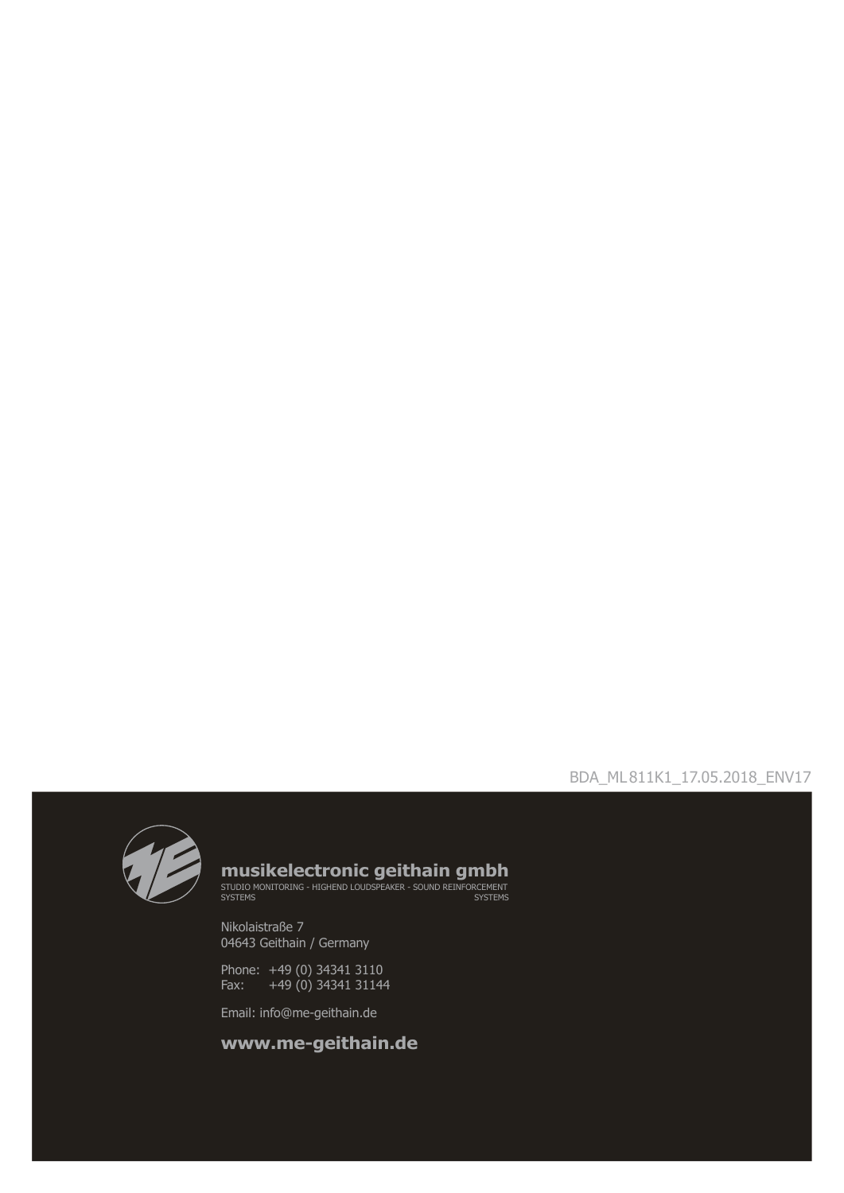BDA_ML 811K1_17.05.2018_ENV17

**musikelectronic geithain gmbh**

STUDIO MONITORING - HIGHEND LOUDSPEAKER - SOUND REINFORCEMENT SYSTEMS

Nikolaistraße 7
04643 Geithain / Germany

Phone: +49 (0) 34341 3110
Fax: +49 (0) 34341 31144

Email: info@me-geithain.de

**www.me-geithain.de**